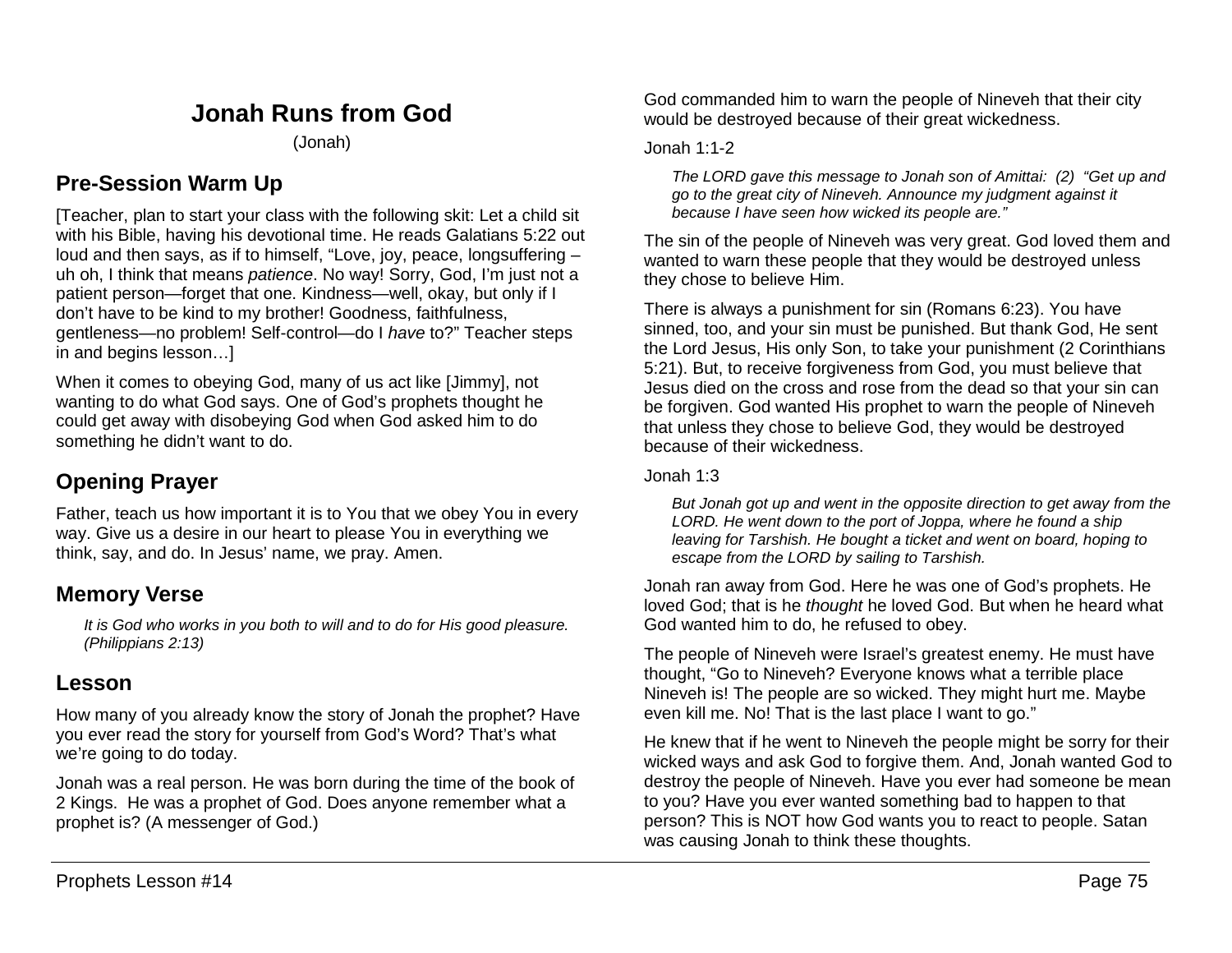# Jonah Runs from God

(Jonah)

## Pre-Session Warm Up

[Teacher, plan to start your class with the following skit: Let a child sit with his Bible, having his devotional time. He reads Galatians 5:22 out loud and then says, as if to himself, "Love, joy, peace, longsuffering – uh oh, I think that means *patience*. No way! Sorry, God, I'm just not a patient person—forget that one. Kindness—well, okay, but only if I don't have to be kind to my brother! Goodness, faithfulness, gentleness—no problem! Self-control—do I *have* to?" Teacher steps in and begins lesson…]

When it comes to obeying God, many of us act like [Jimmy], not wanting to do what God says. One of God's prophets thought he could get away with disobeying God when God asked him to do something he didn't want to do.

## Opening Prayer

Father, teach us how important it is to You that we obey You in every way. Give us a desire in our heart to please You in everything we think, say, and do. In Jesus' name, we pray. Amen.

## Memory Verse

*It is God who works in you both to will and to do for His good pleasure. (Philippians 2:13)*

## Lesson

How many of you already know the story of Jonah the prophet? Have you ever read the story for yourself from God's Word? That's what we're going to do today.

Jonah was a real person. He was born during the time of the book of 2 Kings. He was a prophet of God. Does anyone remember what a prophet is? (A messenger of God.)

God commanded him to warn the people of Nineveh that their city would be destroyed because of their great wickedness.

Jonah 1:1-2

> *The LORD gave this message to Jonah son of Amittai: (2) "Get up and go to the great city of Nineveh. Announce my judgment against it because I have seen how wicked its people are."*

The sin of the people of Nineveh was very great. God loved them and wanted to warn these people that they would be destroyed unless they chose to believe Him.

There is always a punishment for sin (Romans 6:23). You have sinned, too, and your sin must be punished. But thank God, He sent the Lord Jesus, His only Son, to take your punishment (2 Corinthians 5:21). But, to receive forgiveness from God, you must believe that Jesus died on the cross and rose from the dead so that your sin can be forgiven. God wanted His prophet to warn the people of Nineveh that unless they chose to believe God, they would be destroyed because of their wickedness.

Jonah 1:3

> *But Jonah got up and went in the opposite direction to get away from the LORD. He went down to the port of Joppa, where he found a ship leaving for Tarshish. He bought a ticket and went on board, hoping to escape from the LORD by sailing to Tarshish.*

Jonah ran away from God. Here he was one of God's prophets. He loved God; that is he *thought* he loved God. But when he heard what God wanted him to do, he refused to obey.

The people of Nineveh were Israel's greatest enemy. He must have thought, "Go to Nineveh? Everyone knows what a terrible place Nineveh is! The people are so wicked. They might hurt me. Maybe even kill me. No! That is the last place I want to go."

He knew that if he went to Nineveh the people might be sorry for their wicked ways and ask God to forgive them. And, Jonah wanted God to destroy the people of Nineveh. Have you ever had someone be mean to you? Have you ever wanted something bad to happen to that person? This is NOT how God wants you to react to people. Satan was causing Jonah to think these thoughts.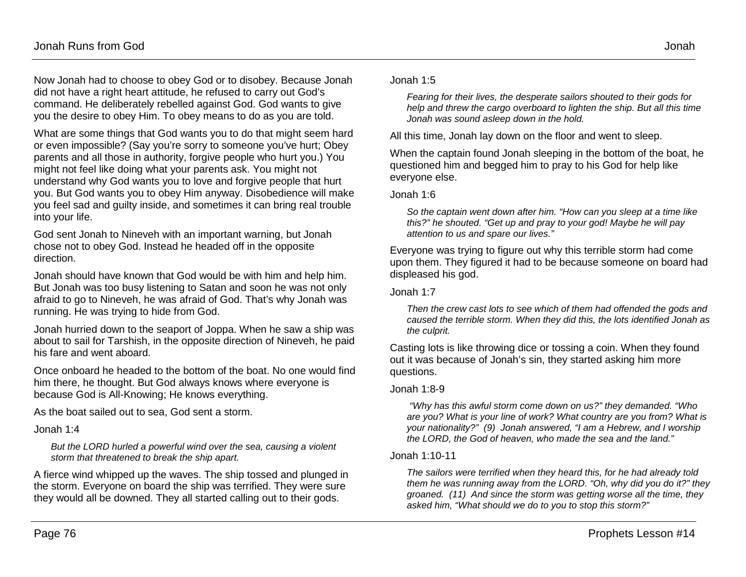Now Jonah had to choose to obey God or to disobey. Because Jonah did not have a right heart attitude, he refused to carry out God's command. He deliberately rebelled against God. God wants to give you the desire to obey Him. To obey means to do as you are told.

What are some things that God wants you to do that might seem hard or even impossible? (Say you're sorry to someone you've hurt; Obey parents and all those in authority, forgive people who hurt you.) You might not feel like doing what your parents ask. You might not understand why God wants you to love and forgive people that hurt you. But God wants you to obey Him anyway. Disobedience will make you feel sad and guilty inside, and sometimes it can bring real trouble into your life.

God sent Jonah to Nineveh with an important warning, but Jonah chose not to obey God. Instead he headed off in the opposite direction.

Jonah should have known that God would be with him and help him. But Jonah was too busy listening to Satan and soon he was not only afraid to go to Nineveh, he was afraid of God. That's why Jonah was running. He was trying to hide from God.

Jonah hurried down to the seaport of Joppa. When he saw a ship was about to sail for Tarshish, in the opposite direction of Nineveh, he paid his fare and went aboard.

Once onboard he headed to the bottom of the boat. No one would find him there, he thought. But God always knows where everyone is because God is All-Knowing; He knows everything.

As the boat sailed out to sea, God sent a storm.

Jonah 1:4

> *But the LORD hurled a powerful wind over the sea, causing a violent storm that threatened to break the ship apart.*

A fierce wind whipped up the waves. The ship tossed and plunged in the storm. Everyone on board the ship was terrified. They were sure they would all be downed. They all started calling out to their gods.

Jonah 1:5

> *Fearing for their lives, the desperate sailors shouted to their gods for help and threw the cargo overboard to lighten the ship. But all this time Jonah was sound asleep down in the hold.*

All this time, Jonah lay down on the floor and went to sleep.

When the captain found Jonah sleeping in the bottom of the boat, he questioned him and begged him to pray to his God for help like everyone else.

Jonah 1:6

> *So the captain went down after him. "How can you sleep at a time like this?" he shouted. "Get up and pray to your god! Maybe he will pay attention to us and spare our lives."*

Everyone was trying to figure out why this terrible storm had come upon them. They figured it had to be because someone on board had displeased his god.

Jonah 1:7

> *Then the crew cast lots to see which of them had offended the gods and caused the terrible storm. When they did this, the lots identified Jonah as the culprit.*

Casting lots is like throwing dice or tossing a coin. When they found out it was because of Jonah's sin, they started asking him more questions.

Jonah 1:8-9

> *"Why has this awful storm come down on us?" they demanded. "Who are you? What is your line of work? What country are you from? What is your nationality?" (9) Jonah answered, "I am a Hebrew, and I worship the LORD, the God of heaven, who made the sea and the land."*

Jonah 1:10-11

> *The sailors were terrified when they heard this, for he had already told them he was running away from the LORD. "Oh, why did you do it?" they groaned. (11) And since the storm was getting worse all the time, they asked him, "What should we do to you to stop this storm?"*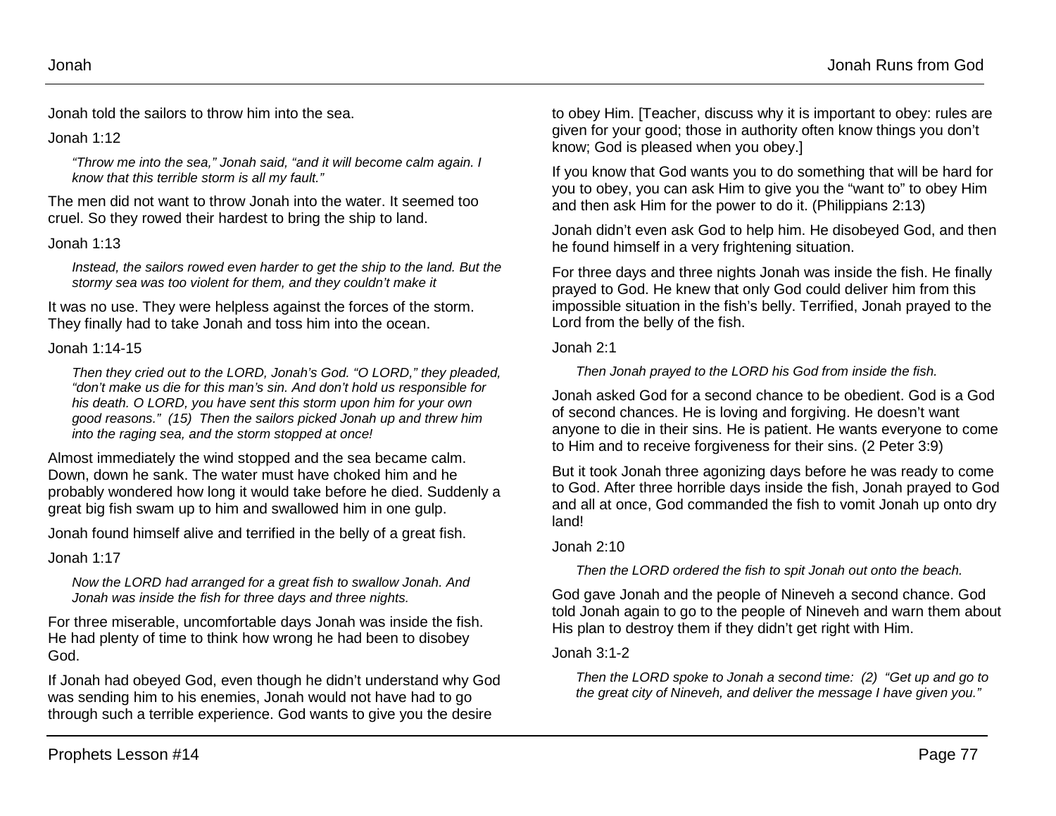Jonah told the sailors to throw him into the sea.

Jonah 1:12

> *"Throw me into the sea," Jonah said, "and it will become calm again. I know that this terrible storm is all my fault."*

The men did not want to throw Jonah into the water. It seemed too cruel. So they rowed their hardest to bring the ship to land.

Jonah 1:13

> *Instead, the sailors rowed even harder to get the ship to the land. But the stormy sea was too violent for them, and they couldn't make it*

It was no use. They were helpless against the forces of the storm. They finally had to take Jonah and toss him into the ocean.

Jonah 1:14-15

> *Then they cried out to the LORD, Jonah's God. "O LORD," they pleaded, "don't make us die for this man's sin. And don't hold us responsible for his death. O LORD, you have sent this storm upon him for your own good reasons." (15) Then the sailors picked Jonah up and threw him into the raging sea, and the storm stopped at once!*

Almost immediately the wind stopped and the sea became calm. Down, down he sank. The water must have choked him and he probably wondered how long it would take before he died. Suddenly a great big fish swam up to him and swallowed him in one gulp.

Jonah found himself alive and terrified in the belly of a great fish.

Jonah 1:17

> *Now the LORD had arranged for a great fish to swallow Jonah. And Jonah was inside the fish for three days and three nights.*

For three miserable, uncomfortable days Jonah was inside the fish. He had plenty of time to think how wrong he had been to disobey God.

If Jonah had obeyed God, even though he didn't understand why God was sending him to his enemies, Jonah would not have had to go through such a terrible experience. God wants to give you the desire to obey Him. [Teacher, discuss why it is important to obey: rules are given for your good; those in authority often know things you don't know; God is pleased when you obey.]

If you know that God wants you to do something that will be hard for you to obey, you can ask Him to give you the "want to" to obey Him and then ask Him for the power to do it. (Philippians 2:13)

Jonah didn't even ask God to help him. He disobeyed God, and then he found himself in a very frightening situation.

For three days and three nights Jonah was inside the fish. He finally prayed to God. He knew that only God could deliver him from this impossible situation in the fish's belly. Terrified, Jonah prayed to the Lord from the belly of the fish.

Jonah 2:1

> *Then Jonah prayed to the LORD his God from inside the fish.*

Jonah asked God for a second chance to be obedient. God is a God of second chances. He is loving and forgiving. He doesn't want anyone to die in their sins. He is patient. He wants everyone to come to Him and to receive forgiveness for their sins. (2 Peter 3:9)

But it took Jonah three agonizing days before he was ready to come to God. After three horrible days inside the fish, Jonah prayed to God and all at once, God commanded the fish to vomit Jonah up onto dry land!

Jonah 2:10

> *Then the LORD ordered the fish to spit Jonah out onto the beach.*

God gave Jonah and the people of Nineveh a second chance. God told Jonah again to go to the people of Nineveh and warn them about His plan to destroy them if they didn't get right with Him.

Jonah 3:1-2

> *Then the LORD spoke to Jonah a second time: (2) "Get up and go to the great city of Nineveh, and deliver the message I have given you."*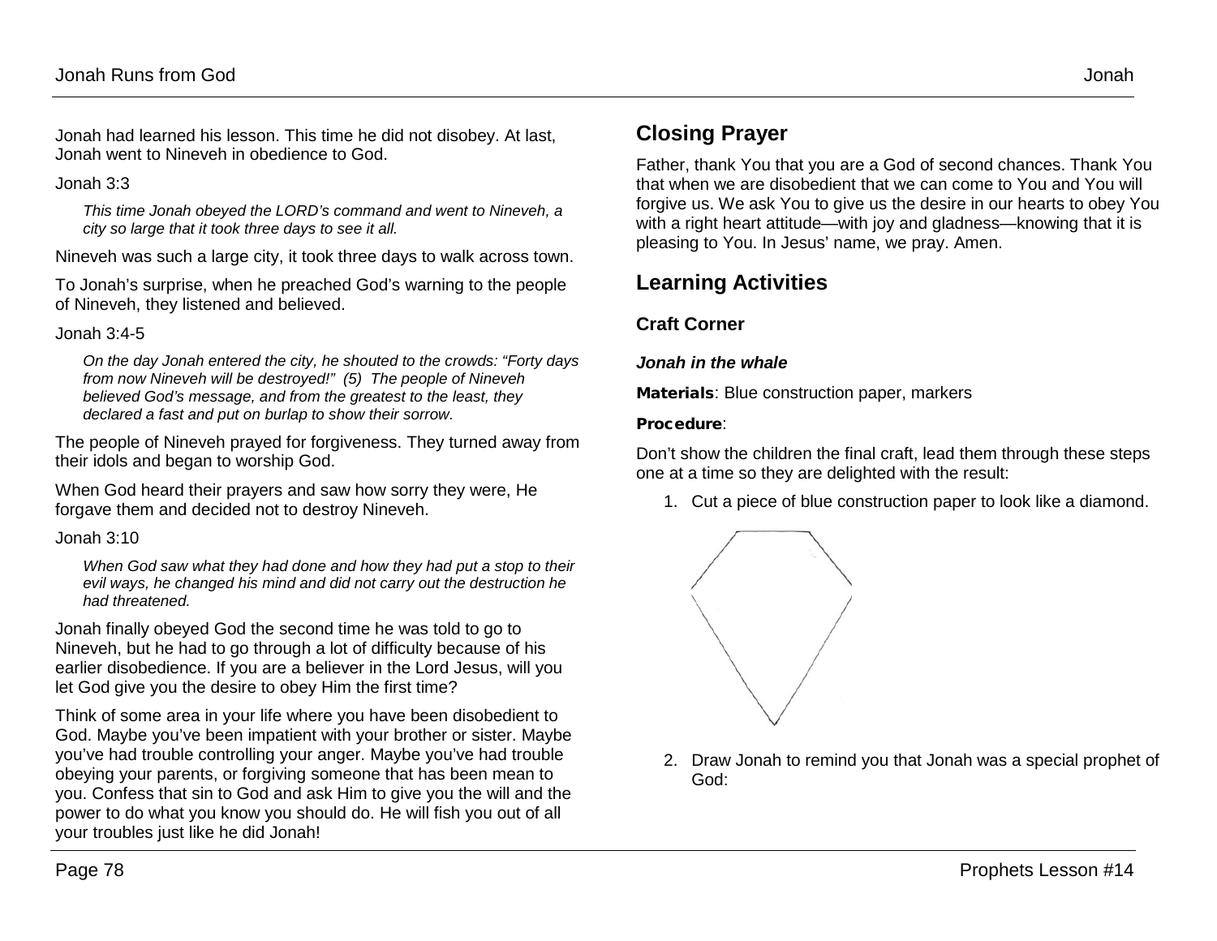Jonah had learned his lesson. This time he did not disobey. At last, Jonah went to Nineveh in obedience to God.

Jonah 3:3

> *This time Jonah obeyed the LORD's command and went to Nineveh, a city so large that it took three days to see it all.*

Nineveh was such a large city, it took three days to walk across town.

To Jonah's surprise, when he preached God's warning to the people of Nineveh, they listened and believed.

Jonah 3:4-5

> *On the day Jonah entered the city, he shouted to the crowds: "Forty days from now Nineveh will be destroyed!" (5) The people of Nineveh believed God's message, and from the greatest to the least, they declared a fast and put on burlap to show their sorrow.*

The people of Nineveh prayed for forgiveness. They turned away from their idols and began to worship God.

When God heard their prayers and saw how sorry they were, He forgave them and decided not to destroy Nineveh.

Jonah 3:10

> *When God saw what they had done and how they had put a stop to their evil ways, he changed his mind and did not carry out the destruction he had threatened.*

Jonah finally obeyed God the second time he was told to go to Nineveh, but he had to go through a lot of difficulty because of his earlier disobedience. If you are a believer in the Lord Jesus, will you let God give you the desire to obey Him the first time?

Think of some area in your life where you have been disobedient to God. Maybe you've been impatient with your brother or sister. Maybe you've had trouble controlling your anger. Maybe you've had trouble obeying your parents, or forgiving someone that has been mean to you. Confess that sin to God and ask Him to give you the will and the power to do what you know you should do. He will fish you out of all your troubles just like he did Jonah!

## Closing Prayer

Father, thank You that you are a God of second chances. Thank You that when we are disobedient that we can come to You and You will forgive us. We ask You to give us the desire in our hearts to obey You with a right heart attitude—with joy and gladness—knowing that it is pleasing to You. In Jesus' name, we pray. Amen.

## Learning Activities

### Craft Corner

***Jonah in the whale***

**Materials**: Blue construction paper, markers

**Procedure**:

Don't show the children the final craft, lead them through these steps one at a time so they are delighted with the result:

1. Cut a piece of blue construction paper to look like a diamond.
2. Draw Jonah to remind you that Jonah was a special prophet of God: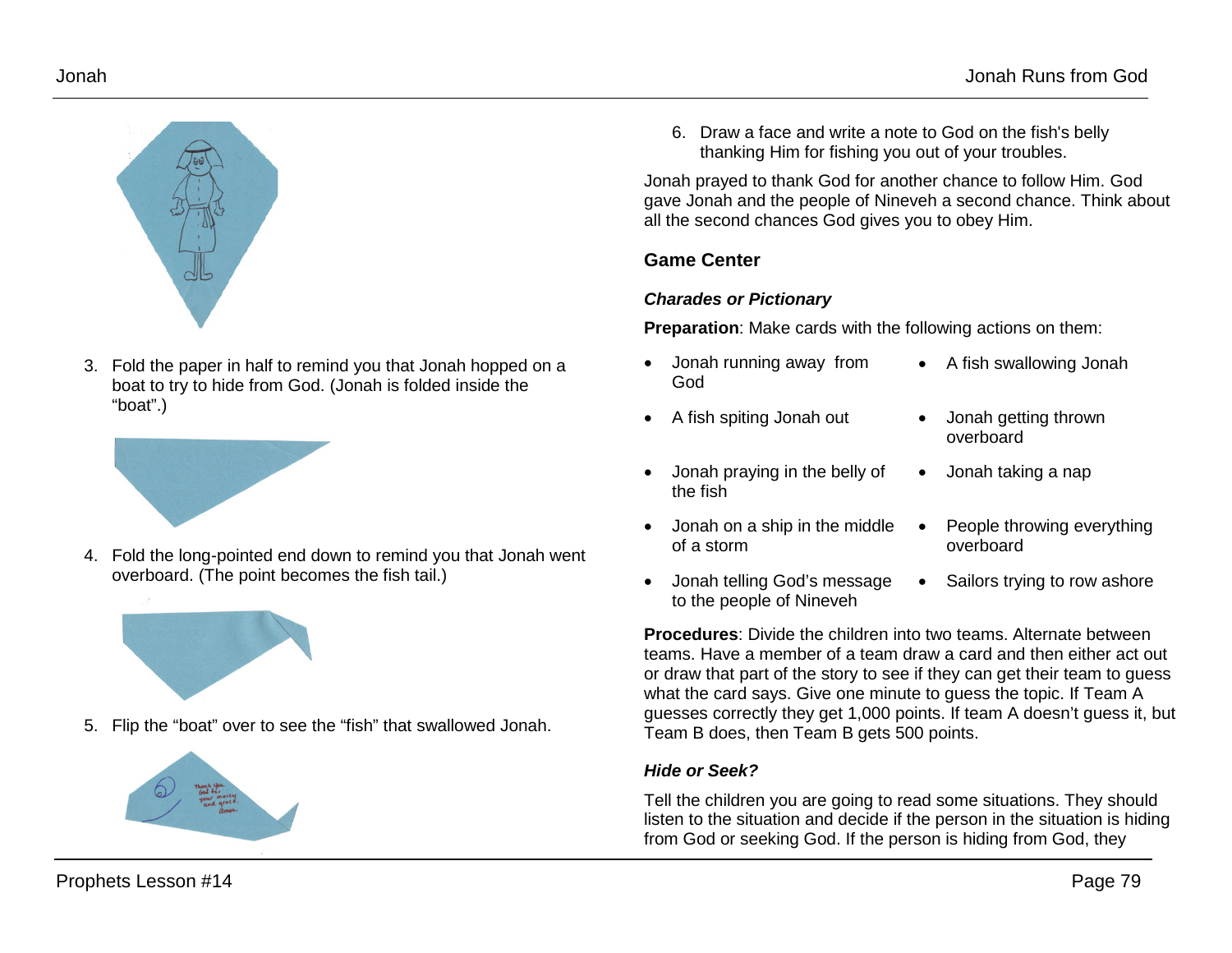3. Fold the paper in half to remind you that Jonah hopped on a boat to try to hide from God. (Jonah is folded inside the "boat".)

4. Fold the long-pointed end down to remind you that Jonah went overboard. (The point becomes the fish tail.)

5. Flip the "boat" over to see the "fish" that swallowed Jonah.

6. Draw a face and write a note to God on the fish's belly thanking Him for fishing you out of your troubles.

Jonah prayed to thank God for another chance to follow Him. God gave Jonah and the people of Nineveh a second chance. Think about all the second chances God gives you to obey Him.

## Game Center

### *Charades or Pictionary*

**Preparation**: Make cards with the following actions on them:

- Jonah running away from God
- A fish swallowing Jonah
- A fish spiting Jonah out
- Jonah getting thrown overboard
- Jonah praying in the belly of the fish
- Jonah taking a nap
- Jonah on a ship in the middle of a storm
- People throwing everything overboard
- Jonah telling God's message to the people of Nineveh
- Sailors trying to row ashore

**Procedures**: Divide the children into two teams. Alternate between teams. Have a member of a team draw a card and then either act out or draw that part of the story to see if they can get their team to guess what the card says. Give one minute to guess the topic. If Team A guesses correctly they get 1,000 points. If team A doesn't guess it, but Team B does, then Team B gets 500 points.

### *Hide or Seek?*

Tell the children you are going to read some situations. They should listen to the situation and decide if the person in the situation is hiding from God or seeking God. If the person is hiding from God, they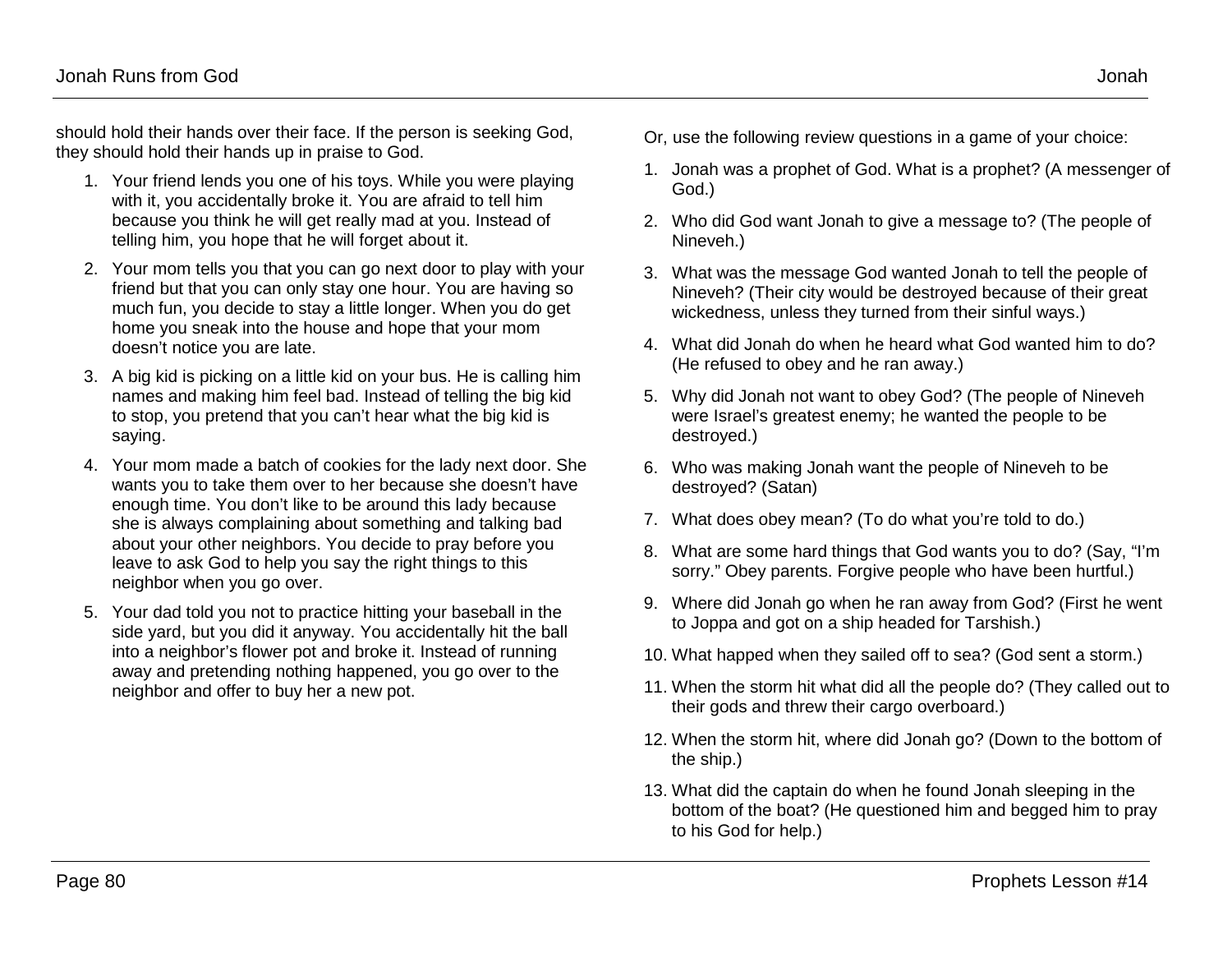should hold their hands over their face. If the person is seeking God, they should hold their hands up in praise to God.

1. Your friend lends you one of his toys. While you were playing with it, you accidentally broke it. You are afraid to tell him because you think he will get really mad at you. Instead of telling him, you hope that he will forget about it.
2. Your mom tells you that you can go next door to play with your friend but that you can only stay one hour. You are having so much fun, you decide to stay a little longer. When you do get home you sneak into the house and hope that your mom doesn't notice you are late.
3. A big kid is picking on a little kid on your bus. He is calling him names and making him feel bad. Instead of telling the big kid to stop, you pretend that you can't hear what the big kid is saying.
4. Your mom made a batch of cookies for the lady next door. She wants you to take them over to her because she doesn't have enough time. You don't like to be around this lady because she is always complaining about something and talking bad about your other neighbors. You decide to pray before you leave to ask God to help you say the right things to this neighbor when you go over.
5. Your dad told you not to practice hitting your baseball in the side yard, but you did it anyway. You accidentally hit the ball into a neighbor's flower pot and broke it. Instead of running away and pretending nothing happened, you go over to the neighbor and offer to buy her a new pot.

Or, use the following review questions in a game of your choice:

1. Jonah was a prophet of God. What is a prophet? (A messenger of God.)
2. Who did God want Jonah to give a message to? (The people of Nineveh.)
3. What was the message God wanted Jonah to tell the people of Nineveh? (Their city would be destroyed because of their great wickedness, unless they turned from their sinful ways.)
4. What did Jonah do when he heard what God wanted him to do? (He refused to obey and he ran away.)
5. Why did Jonah not want to obey God? (The people of Nineveh were Israel's greatest enemy; he wanted the people to be destroyed.)
6. Who was making Jonah want the people of Nineveh to be destroyed? (Satan)
7. What does obey mean? (To do what you're told to do.)
8. What are some hard things that God wants you to do? (Say, "I'm sorry." Obey parents. Forgive people who have been hurtful.)
9. Where did Jonah go when he ran away from God? (First he went to Joppa and got on a ship headed for Tarshish.)
10. What happed when they sailed off to sea? (God sent a storm.)
11. When the storm hit what did all the people do? (They called out to their gods and threw their cargo overboard.)
12. When the storm hit, where did Jonah go? (Down to the bottom of the ship.)
13. What did the captain do when he found Jonah sleeping in the bottom of the boat? (He questioned him and begged him to pray to his God for help.)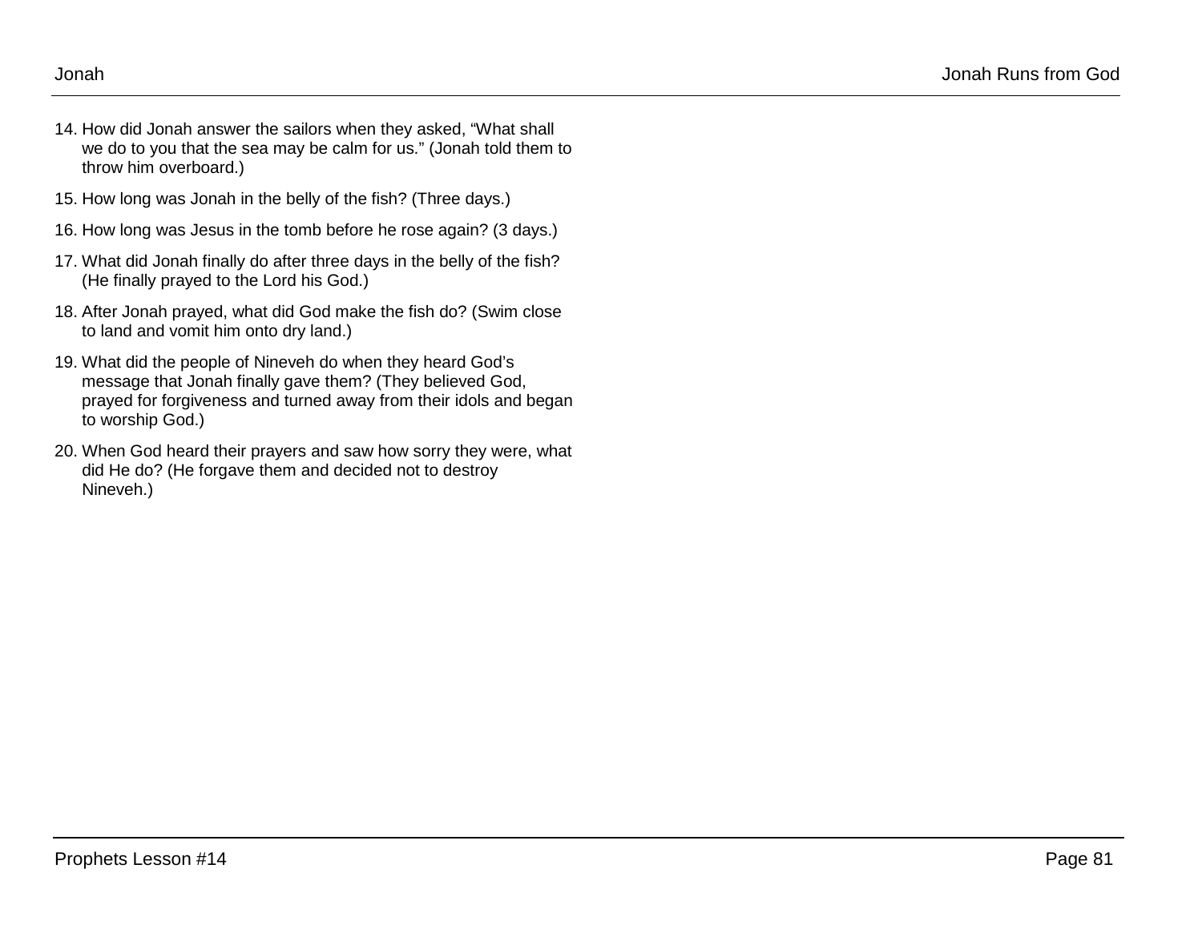14. How did Jonah answer the sailors when they asked, “What shall we do to you that the sea may be calm for us.” (Jonah told them to throw him overboard.)
15. How long was Jonah in the belly of the fish? (Three days.)
16. How long was Jesus in the tomb before he rose again? (3 days.)
17. What did Jonah finally do after three days in the belly of the fish? (He finally prayed to the Lord his God.)
18. After Jonah prayed, what did God make the fish do? (Swim close to land and vomit him onto dry land.)
19. What did the people of Nineveh do when they heard God’s message that Jonah finally gave them? (They believed God, prayed for forgiveness and turned away from their idols and began to worship God.)
20. When God heard their prayers and saw how sorry they were, what did He do? (He forgave them and decided not to destroy Nineveh.)